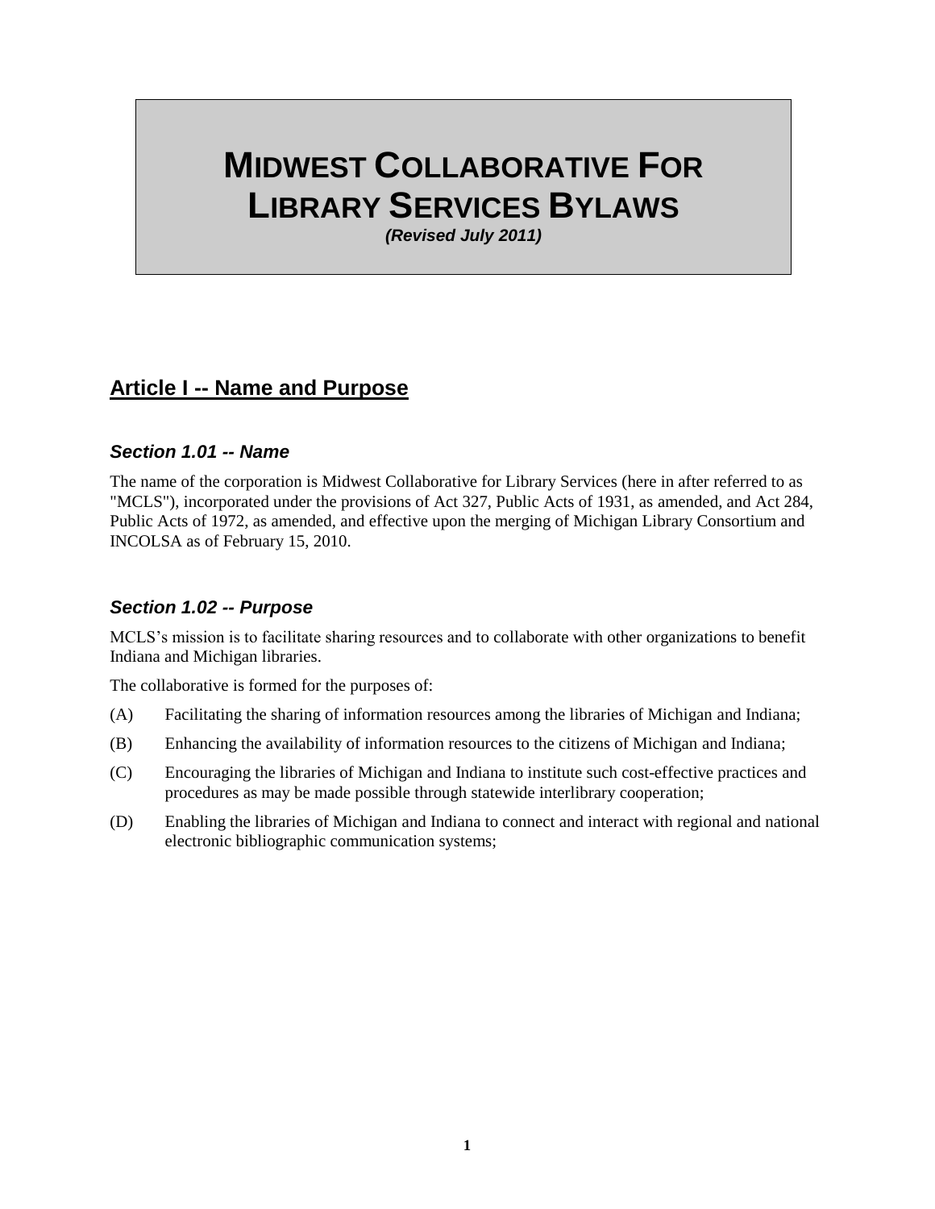# MIDWEST COLLABORATIVE FOR LIBRARY SERVICES BYLAWS

***(Revised July 2011)***

## Article I -- Name and Purpose

### *Section 1.01 -- Name*

The name of the corporation is Midwest Collaborative for Library Services (here in after referred to as "MCLS"), incorporated under the provisions of Act 327, Public Acts of 1931, as amended, and Act 284, Public Acts of 1972, as amended, and effective upon the merging of Michigan Library Consortium and INCOLSA as of February 15, 2010.

### *Section 1.02 -- Purpose*

MCLS's mission is to facilitate sharing resources and to collaborate with other organizations to benefit Indiana and Michigan libraries.

The collaborative is formed for the purposes of:

(A) Facilitating the sharing of information resources among the libraries of Michigan and Indiana;

(B) Enhancing the availability of information resources to the citizens of Michigan and Indiana;

(C) Encouraging the libraries of Michigan and Indiana to institute such cost-effective practices and procedures as may be made possible through statewide interlibrary cooperation;

(D) Enabling the libraries of Michigan and Indiana to connect and interact with regional and national electronic bibliographic communication systems;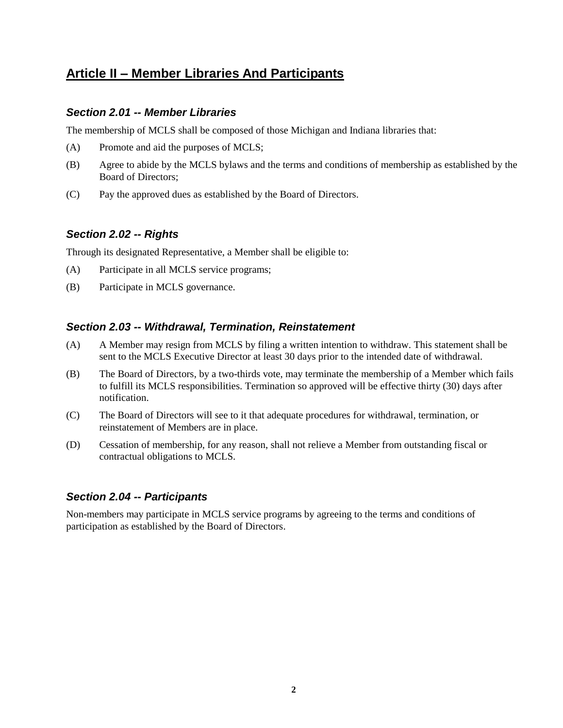## Article II – Member Libraries And Participants

### *Section 2.01 -- Member Libraries*

The membership of MCLS shall be composed of those Michigan and Indiana libraries that:

(A) Promote and aid the purposes of MCLS;

(B) Agree to abide by the MCLS bylaws and the terms and conditions of membership as established by the Board of Directors;

(C) Pay the approved dues as established by the Board of Directors.

### *Section 2.02 -- Rights*

Through its designated Representative, a Member shall be eligible to:

(A) Participate in all MCLS service programs;

(B) Participate in MCLS governance.

### *Section 2.03 -- Withdrawal, Termination, Reinstatement*

(A) A Member may resign from MCLS by filing a written intention to withdraw. This statement shall be sent to the MCLS Executive Director at least 30 days prior to the intended date of withdrawal.

(B) The Board of Directors, by a two-thirds vote, may terminate the membership of a Member which fails to fulfill its MCLS responsibilities. Termination so approved will be effective thirty (30) days after notification.

(C) The Board of Directors will see to it that adequate procedures for withdrawal, termination, or reinstatement of Members are in place.

(D) Cessation of membership, for any reason, shall not relieve a Member from outstanding fiscal or contractual obligations to MCLS.

### *Section 2.04 -- Participants*

Non-members may participate in MCLS service programs by agreeing to the terms and conditions of participation as established by the Board of Directors.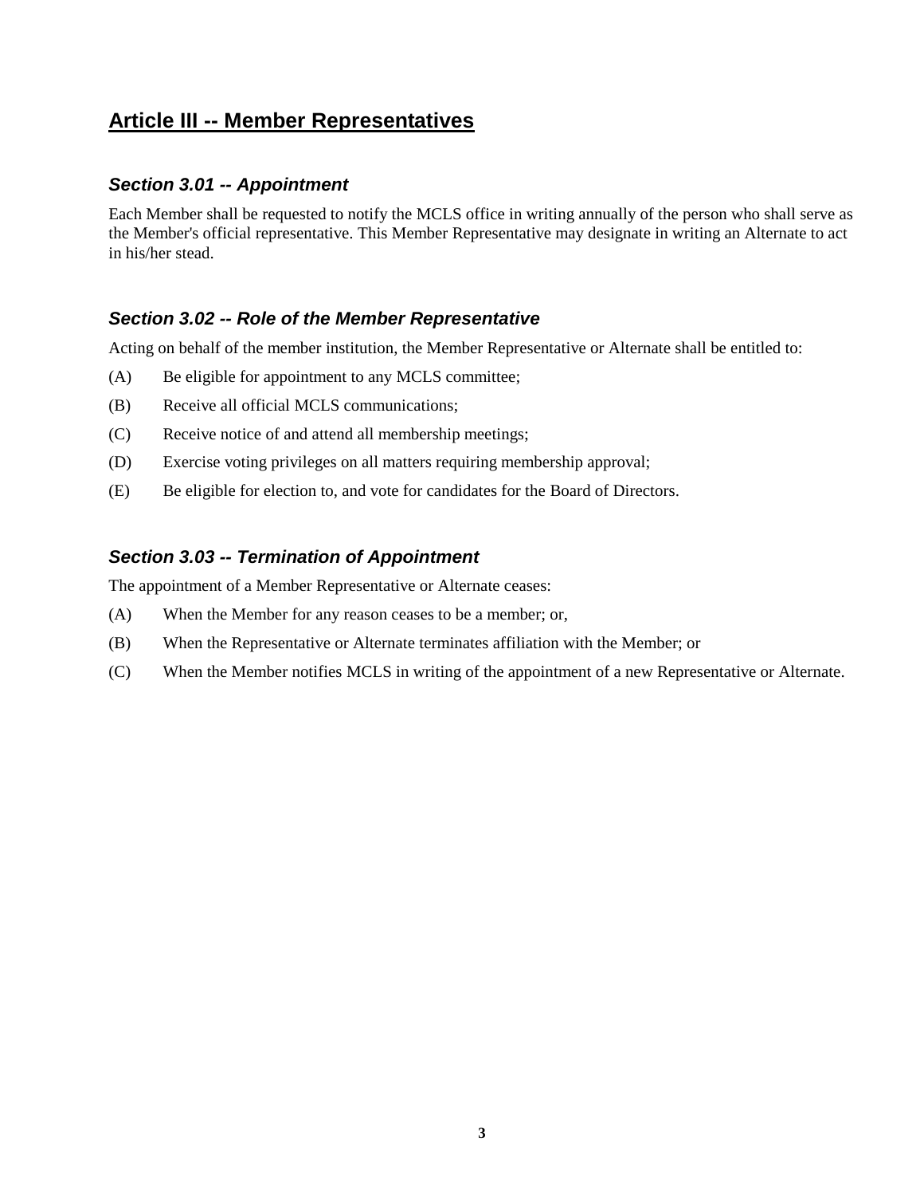## Article III -- Member Representatives

### *Section 3.01 -- Appointment*

Each Member shall be requested to notify the MCLS office in writing annually of the person who shall serve as the Member's official representative. This Member Representative may designate in writing an Alternate to act in his/her stead.

### *Section 3.02 -- Role of the Member Representative*

Acting on behalf of the member institution, the Member Representative or Alternate shall be entitled to:

(A) Be eligible for appointment to any MCLS committee;

(B) Receive all official MCLS communications;

(C) Receive notice of and attend all membership meetings;

(D) Exercise voting privileges on all matters requiring membership approval;

(E) Be eligible for election to, and vote for candidates for the Board of Directors.

### *Section 3.03 -- Termination of Appointment*

The appointment of a Member Representative or Alternate ceases:

(A) When the Member for any reason ceases to be a member; or,

(B) When the Representative or Alternate terminates affiliation with the Member; or

(C) When the Member notifies MCLS in writing of the appointment of a new Representative or Alternate.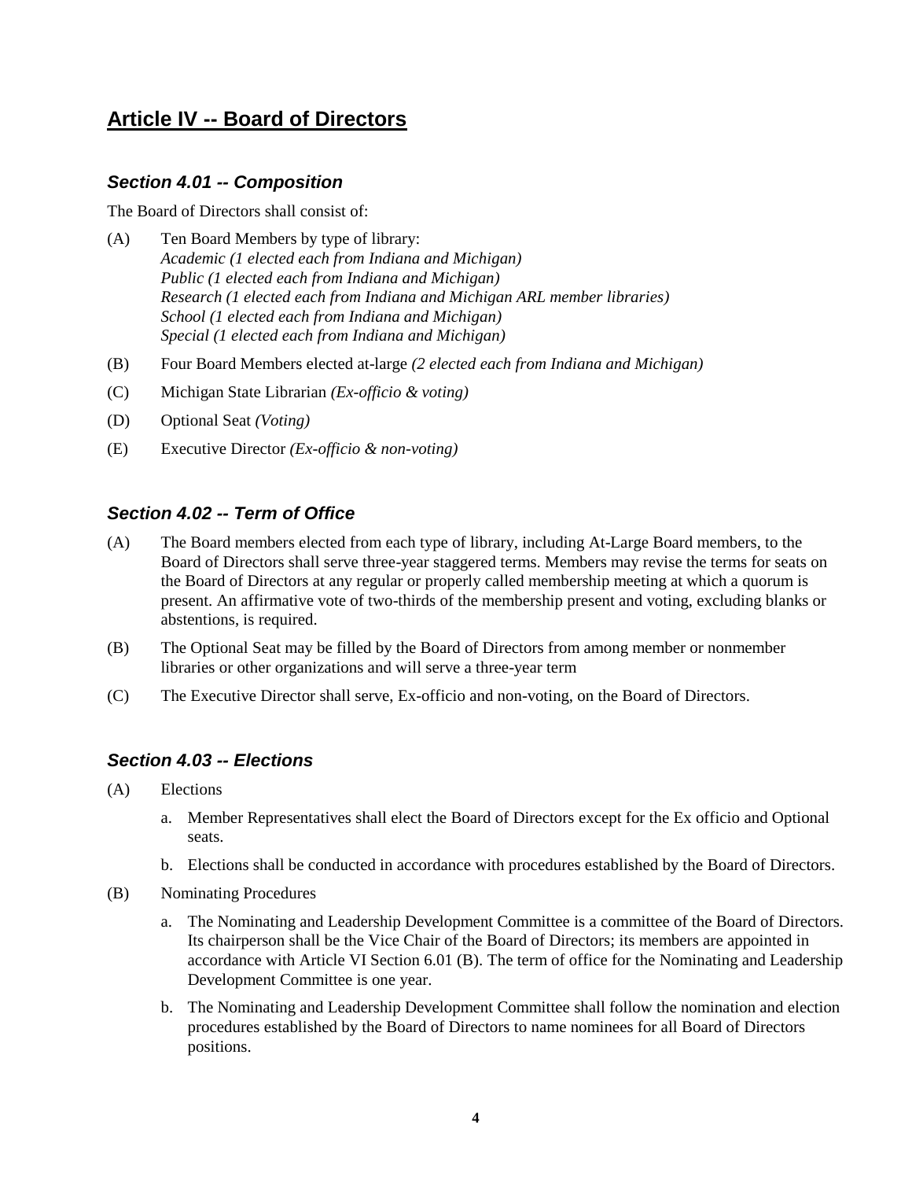## Article IV -- Board of Directors

### *Section 4.01 -- Composition*

The Board of Directors shall consist of:

(A) Ten Board Members by type of library:
*Academic (1 elected each from Indiana and Michigan)*
*Public (1 elected each from Indiana and Michigan)*
*Research (1 elected each from Indiana and Michigan ARL member libraries)*
*School (1 elected each from Indiana and Michigan)*
*Special (1 elected each from Indiana and Michigan)*

(B) Four Board Members elected at-large *(2 elected each from Indiana and Michigan)*

(C) Michigan State Librarian *(Ex-officio & voting)*

(D) Optional Seat *(Voting)*

(E) Executive Director *(Ex-officio & non-voting)*

### *Section 4.02 -- Term of Office*

(A) The Board members elected from each type of library, including At-Large Board members, to the Board of Directors shall serve three-year staggered terms. Members may revise the terms for seats on the Board of Directors at any regular or properly called membership meeting at which a quorum is present. An affirmative vote of two-thirds of the membership present and voting, excluding blanks or abstentions, is required.

(B) The Optional Seat may be filled by the Board of Directors from among member or nonmember libraries or other organizations and will serve a three-year term

(C) The Executive Director shall serve, Ex-officio and non-voting, on the Board of Directors.

### *Section 4.03 -- Elections*

(A) Elections

a. Member Representatives shall elect the Board of Directors except for the Ex officio and Optional seats.

b. Elections shall be conducted in accordance with procedures established by the Board of Directors.

(B) Nominating Procedures

a. The Nominating and Leadership Development Committee is a committee of the Board of Directors. Its chairperson shall be the Vice Chair of the Board of Directors; its members are appointed in accordance with Article VI Section 6.01 (B). The term of office for the Nominating and Leadership Development Committee is one year.

b. The Nominating and Leadership Development Committee shall follow the nomination and election procedures established by the Board of Directors to name nominees for all Board of Directors positions.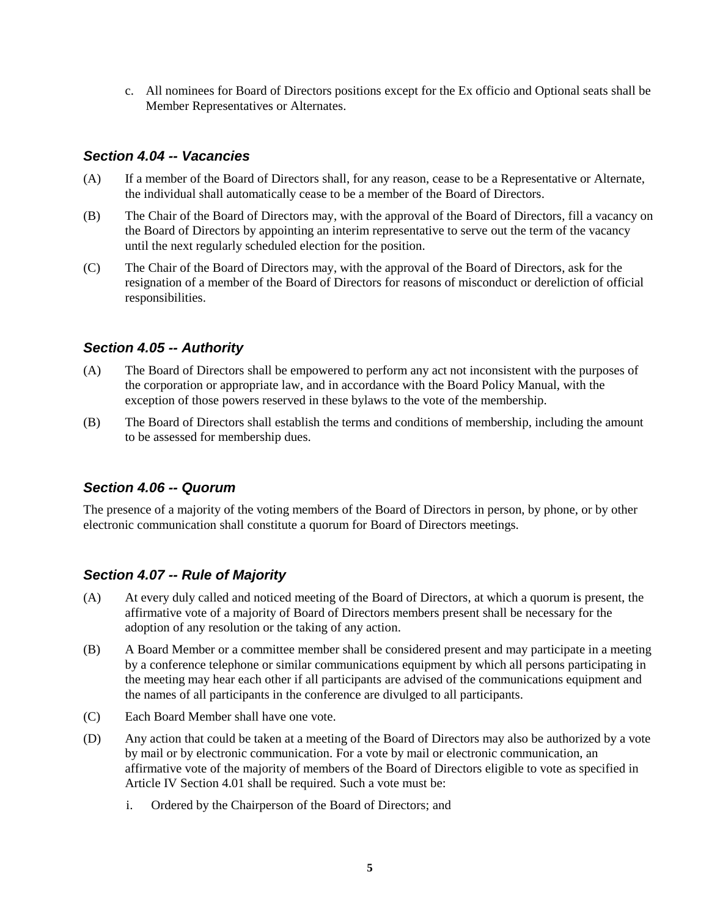c. All nominees for Board of Directors positions except for the Ex officio and Optional seats shall be Member Representatives or Alternates.

### *Section 4.04 -- Vacancies*

(A) If a member of the Board of Directors shall, for any reason, cease to be a Representative or Alternate, the individual shall automatically cease to be a member of the Board of Directors.

(B) The Chair of the Board of Directors may, with the approval of the Board of Directors, fill a vacancy on the Board of Directors by appointing an interim representative to serve out the term of the vacancy until the next regularly scheduled election for the position.

(C) The Chair of the Board of Directors may, with the approval of the Board of Directors, ask for the resignation of a member of the Board of Directors for reasons of misconduct or dereliction of official responsibilities.

### *Section 4.05 -- Authority*

(A) The Board of Directors shall be empowered to perform any act not inconsistent with the purposes of the corporation or appropriate law, and in accordance with the Board Policy Manual, with the exception of those powers reserved in these bylaws to the vote of the membership.

(B) The Board of Directors shall establish the terms and conditions of membership, including the amount to be assessed for membership dues.

### *Section 4.06 -- Quorum*

The presence of a majority of the voting members of the Board of Directors in person, by phone, or by other electronic communication shall constitute a quorum for Board of Directors meetings.

### *Section 4.07 -- Rule of Majority*

(A) At every duly called and noticed meeting of the Board of Directors, at which a quorum is present, the affirmative vote of a majority of Board of Directors members present shall be necessary for the adoption of any resolution or the taking of any action.

(B) A Board Member or a committee member shall be considered present and may participate in a meeting by a conference telephone or similar communications equipment by which all persons participating in the meeting may hear each other if all participants are advised of the communications equipment and the names of all participants in the conference are divulged to all participants.

(C) Each Board Member shall have one vote.

(D) Any action that could be taken at a meeting of the Board of Directors may also be authorized by a vote by mail or by electronic communication. For a vote by mail or electronic communication, an affirmative vote of the majority of members of the Board of Directors eligible to vote as specified in Article IV Section 4.01 shall be required. Such a vote must be:

i. Ordered by the Chairperson of the Board of Directors; and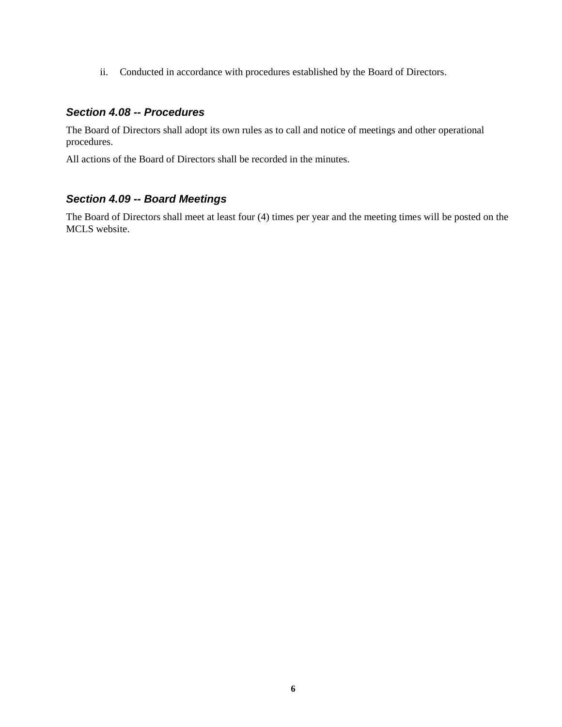ii. Conducted in accordance with procedures established by the Board of Directors.

### *Section 4.08 -- Procedures*

The Board of Directors shall adopt its own rules as to call and notice of meetings and other operational procedures.

All actions of the Board of Directors shall be recorded in the minutes.

### *Section 4.09 -- Board Meetings*

The Board of Directors shall meet at least four (4) times per year and the meeting times will be posted on the MCLS website.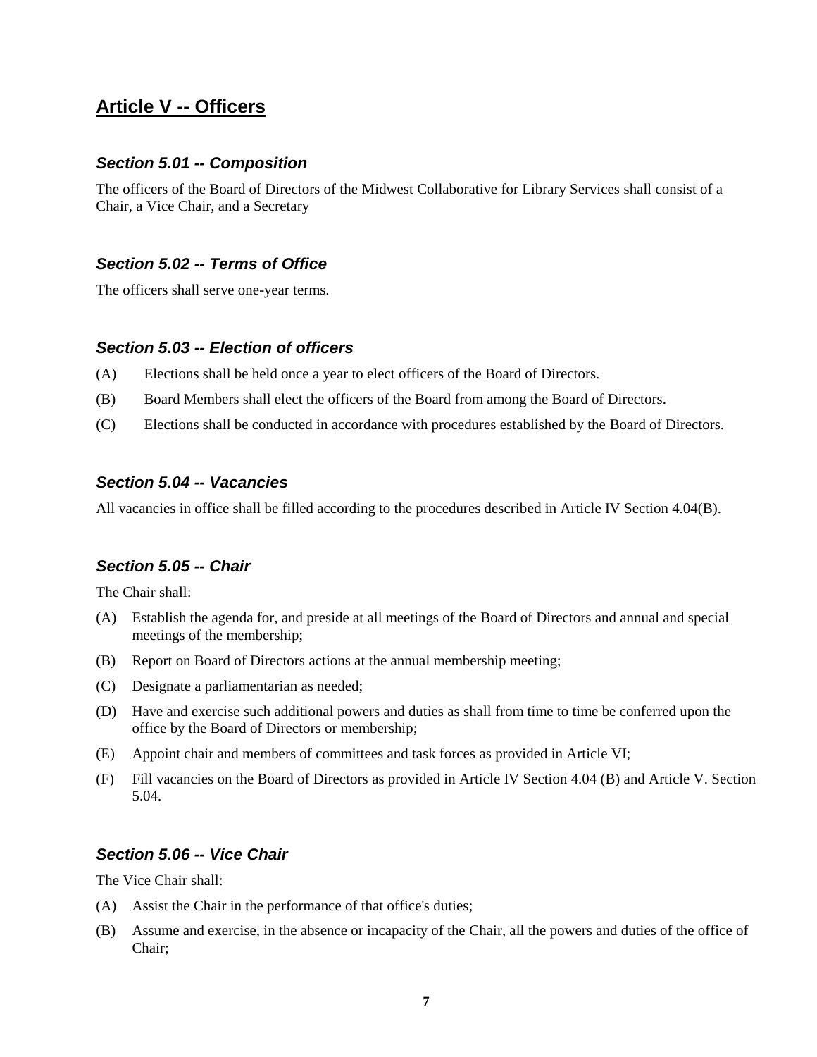## Article V -- Officers

### *Section 5.01 -- Composition*

The officers of the Board of Directors of the Midwest Collaborative for Library Services shall consist of a Chair, a Vice Chair, and a Secretary

### *Section 5.02 -- Terms of Office*

The officers shall serve one-year terms.

### *Section 5.03 -- Election of officers*

(A) Elections shall be held once a year to elect officers of the Board of Directors.

(B) Board Members shall elect the officers of the Board from among the Board of Directors.

(C) Elections shall be conducted in accordance with procedures established by the Board of Directors.

### *Section 5.04 -- Vacancies*

All vacancies in office shall be filled according to the procedures described in Article IV Section 4.04(B).

### *Section 5.05 -- Chair*

The Chair shall:

(A) Establish the agenda for, and preside at all meetings of the Board of Directors and annual and special meetings of the membership;

(B) Report on Board of Directors actions at the annual membership meeting;

(C) Designate a parliamentarian as needed;

(D) Have and exercise such additional powers and duties as shall from time to time be conferred upon the office by the Board of Directors or membership;

(E) Appoint chair and members of committees and task forces as provided in Article VI;

(F) Fill vacancies on the Board of Directors as provided in Article IV Section 4.04 (B) and Article V. Section 5.04.

### *Section 5.06 -- Vice Chair*

The Vice Chair shall:

(A) Assist the Chair in the performance of that office's duties;

(B) Assume and exercise, in the absence or incapacity of the Chair, all the powers and duties of the office of Chair;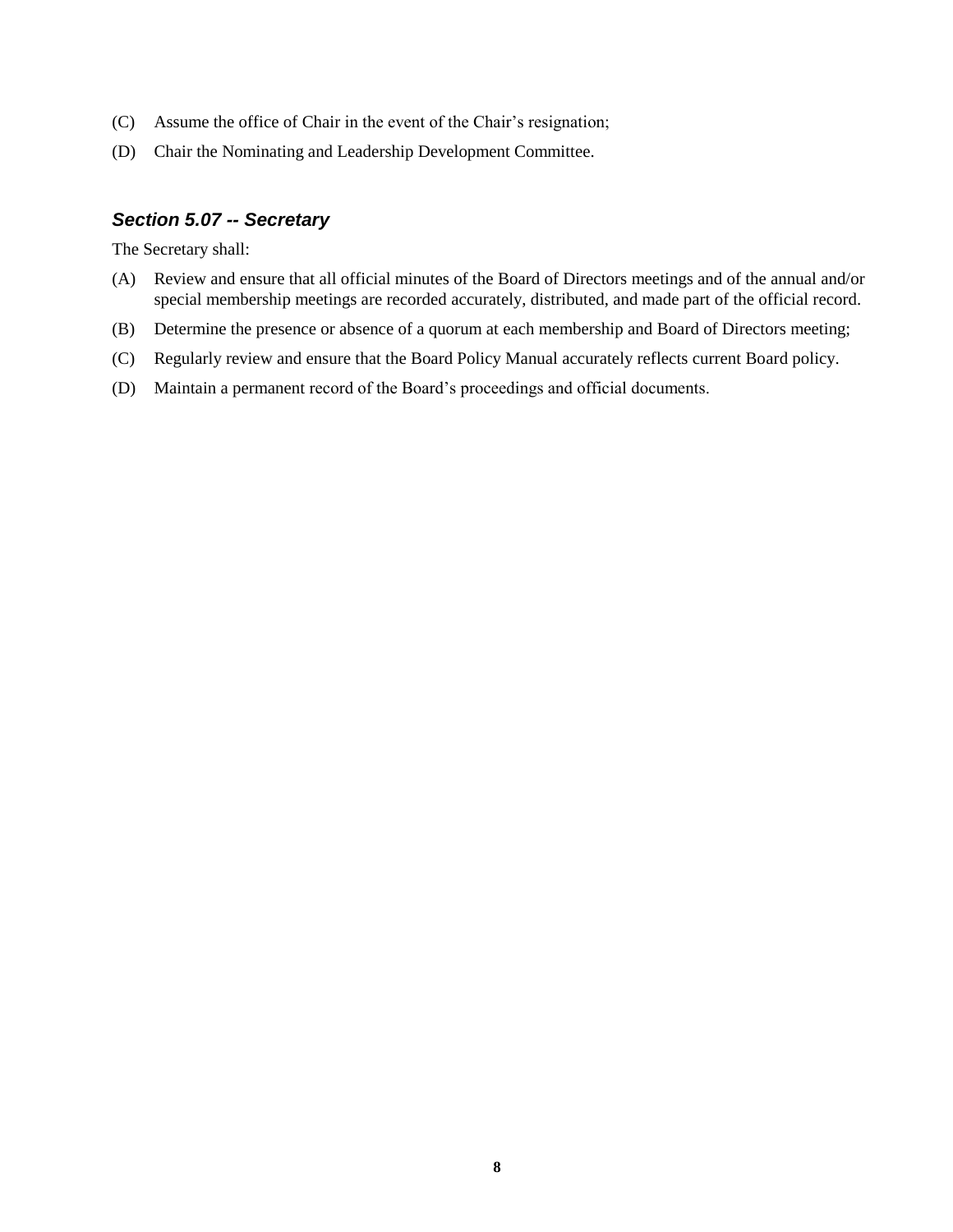(C) Assume the office of Chair in the event of the Chair's resignation;

(D) Chair the Nominating and Leadership Development Committee.

### *Section 5.07 -- Secretary*

The Secretary shall:

(A) Review and ensure that all official minutes of the Board of Directors meetings and of the annual and/or special membership meetings are recorded accurately, distributed, and made part of the official record.

(B) Determine the presence or absence of a quorum at each membership and Board of Directors meeting;

(C) Regularly review and ensure that the Board Policy Manual accurately reflects current Board policy.

(D) Maintain a permanent record of the Board's proceedings and official documents.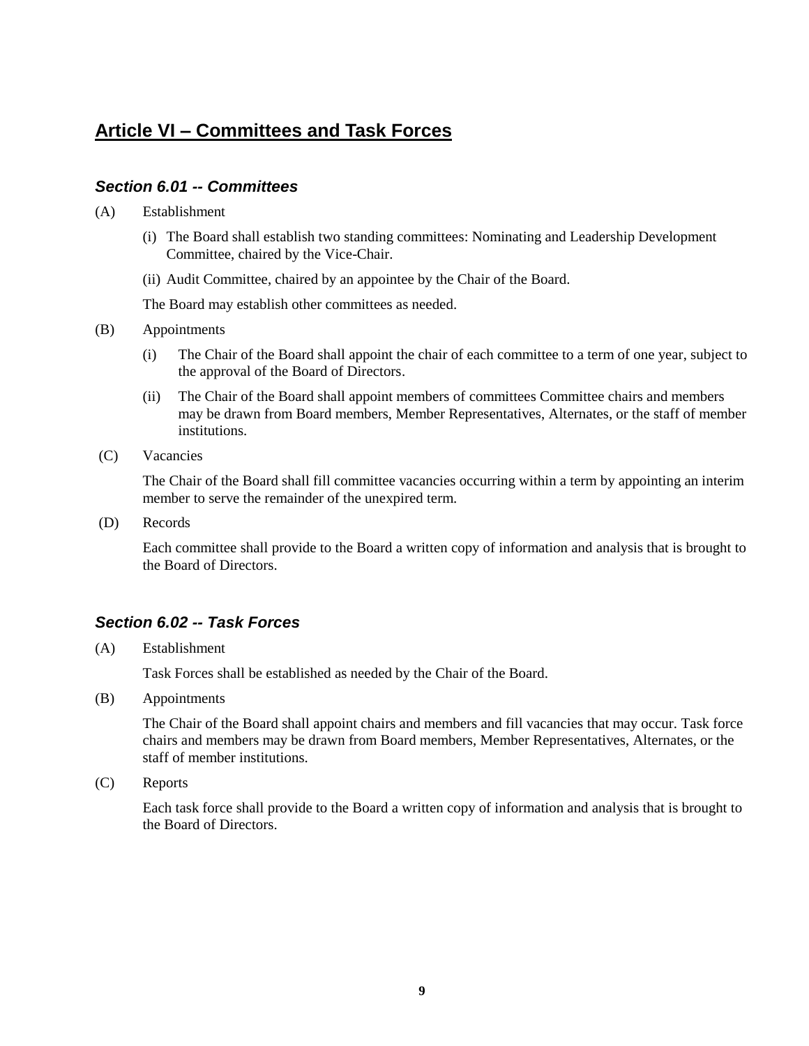## Article VI – Committees and Task Forces

### *Section 6.01 -- Committees*

(A) Establishment

(i) The Board shall establish two standing committees: Nominating and Leadership Development Committee, chaired by the Vice-Chair.

(ii) Audit Committee, chaired by an appointee by the Chair of the Board.

The Board may establish other committees as needed.

(B) Appointments

(i) The Chair of the Board shall appoint the chair of each committee to a term of one year, subject to the approval of the Board of Directors.

(ii) The Chair of the Board shall appoint members of committees Committee chairs and members may be drawn from Board members, Member Representatives, Alternates, or the staff of member institutions.

(C) Vacancies

The Chair of the Board shall fill committee vacancies occurring within a term by appointing an interim member to serve the remainder of the unexpired term.

(D) Records

Each committee shall provide to the Board a written copy of information and analysis that is brought to the Board of Directors.

### *Section 6.02 -- Task Forces*

(A) Establishment

Task Forces shall be established as needed by the Chair of the Board.

(B) Appointments

The Chair of the Board shall appoint chairs and members and fill vacancies that may occur. Task force chairs and members may be drawn from Board members, Member Representatives, Alternates, or the staff of member institutions.

(C) Reports

Each task force shall provide to the Board a written copy of information and analysis that is brought to the Board of Directors.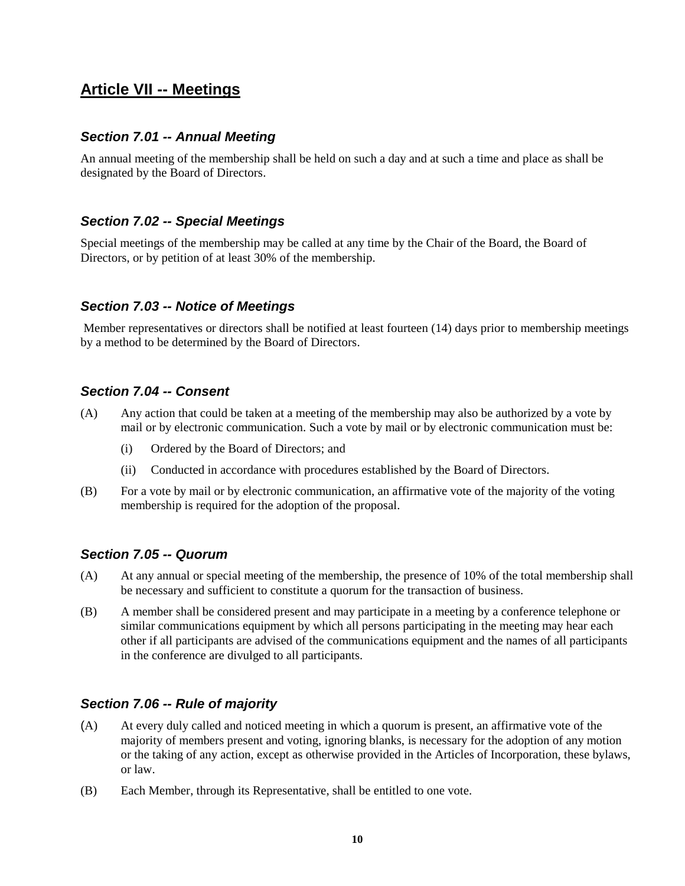## Article VII -- Meetings

### *Section 7.01 -- Annual Meeting*

An annual meeting of the membership shall be held on such a day and at such a time and place as shall be designated by the Board of Directors.

### *Section 7.02 -- Special Meetings*

Special meetings of the membership may be called at any time by the Chair of the Board, the Board of Directors, or by petition of at least 30% of the membership.

### *Section 7.03 -- Notice of Meetings*

Member representatives or directors shall be notified at least fourteen (14) days prior to membership meetings by a method to be determined by the Board of Directors.

### *Section 7.04 -- Consent*

(A) Any action that could be taken at a meeting of the membership may also be authorized by a vote by mail or by electronic communication. Such a vote by mail or by electronic communication must be:

  (i) Ordered by the Board of Directors; and

  (ii) Conducted in accordance with procedures established by the Board of Directors.

(B) For a vote by mail or by electronic communication, an affirmative vote of the majority of the voting membership is required for the adoption of the proposal.

### *Section 7.05 -- Quorum*

(A) At any annual or special meeting of the membership, the presence of 10% of the total membership shall be necessary and sufficient to constitute a quorum for the transaction of business.

(B) A member shall be considered present and may participate in a meeting by a conference telephone or similar communications equipment by which all persons participating in the meeting may hear each other if all participants are advised of the communications equipment and the names of all participants in the conference are divulged to all participants.

### *Section 7.06 -- Rule of majority*

(A) At every duly called and noticed meeting in which a quorum is present, an affirmative vote of the majority of members present and voting, ignoring blanks, is necessary for the adoption of any motion or the taking of any action, except as otherwise provided in the Articles of Incorporation, these bylaws, or law.

(B) Each Member, through its Representative, shall be entitled to one vote.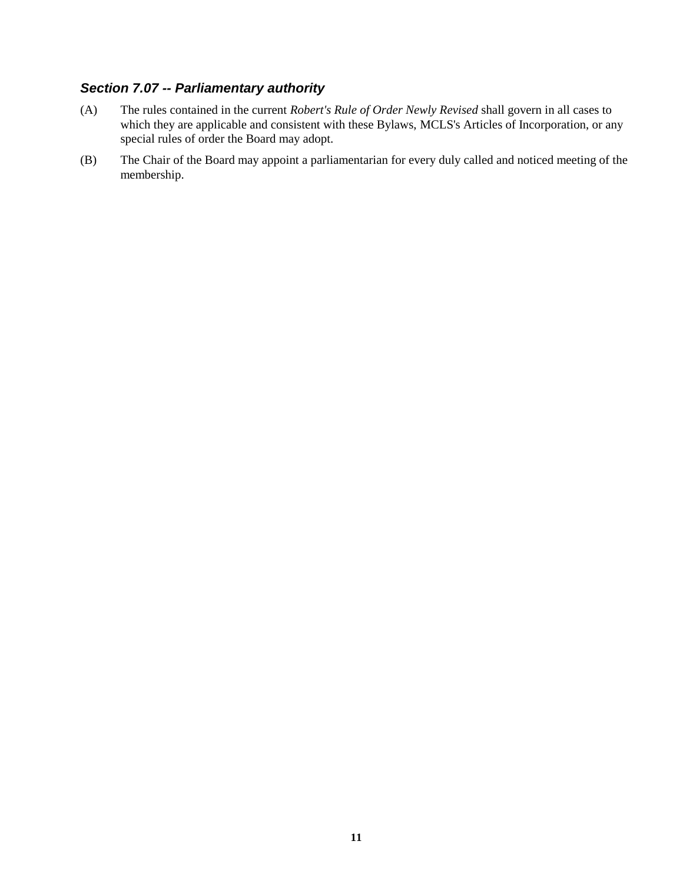### *Section 7.07 -- Parliamentary authority*

(A) The rules contained in the current *Robert's Rule of Order Newly Revised* shall govern in all cases to which they are applicable and consistent with these Bylaws, MCLS's Articles of Incorporation, or any special rules of order the Board may adopt.

(B) The Chair of the Board may appoint a parliamentarian for every duly called and noticed meeting of the membership.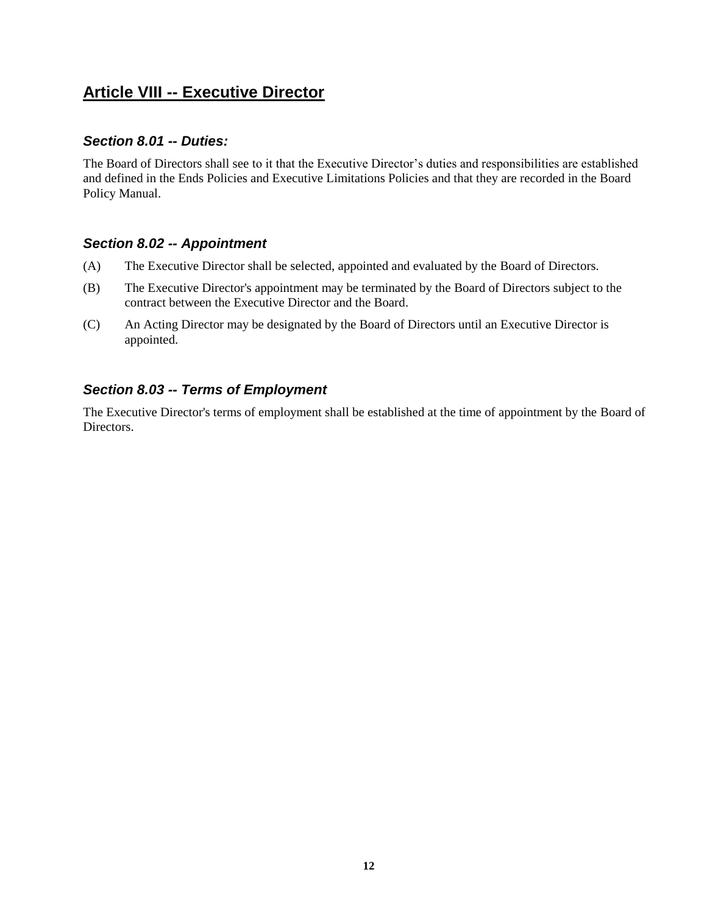## Article VIII -- Executive Director

### *Section 8.01 -- Duties:*

The Board of Directors shall see to it that the Executive Director's duties and responsibilities are established and defined in the Ends Policies and Executive Limitations Policies and that they are recorded in the Board Policy Manual.

### *Section 8.02 -- Appointment*

(A) The Executive Director shall be selected, appointed and evaluated by the Board of Directors.

(B) The Executive Director's appointment may be terminated by the Board of Directors subject to the contract between the Executive Director and the Board.

(C) An Acting Director may be designated by the Board of Directors until an Executive Director is appointed.

### *Section 8.03 -- Terms of Employment*

The Executive Director's terms of employment shall be established at the time of appointment by the Board of Directors.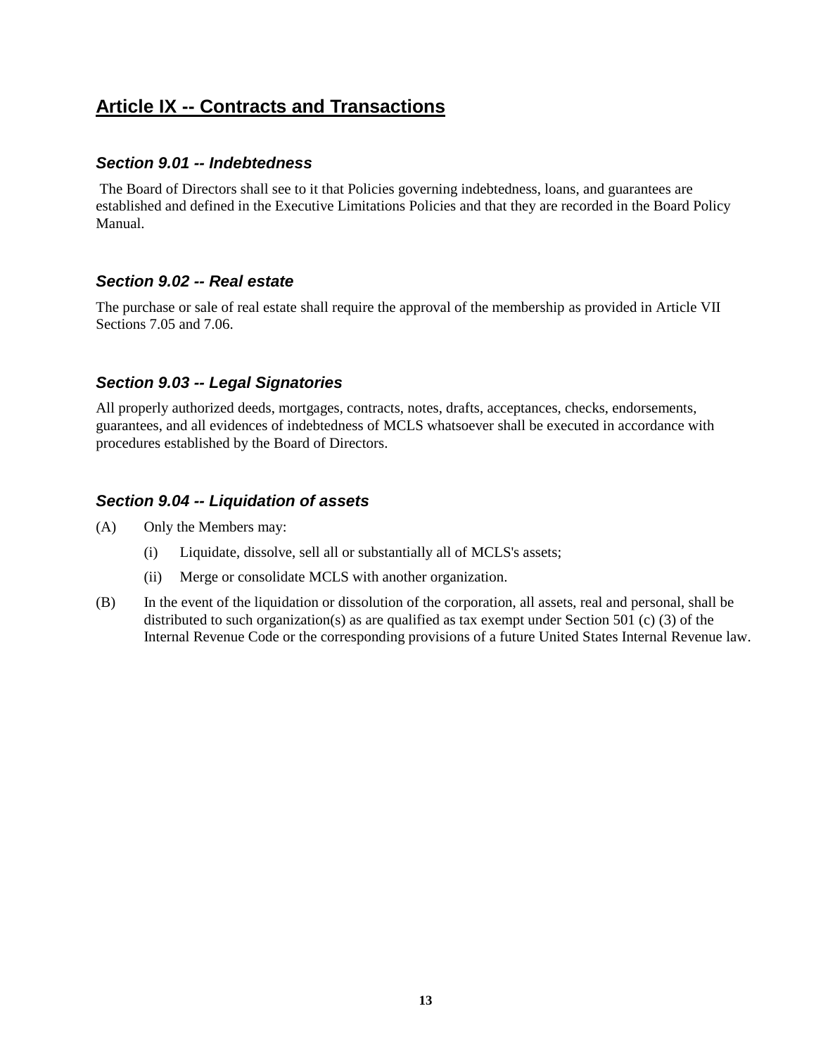## Article IX -- Contracts and Transactions

### *Section 9.01 -- Indebtedness*

The Board of Directors shall see to it that Policies governing indebtedness, loans, and guarantees are established and defined in the Executive Limitations Policies and that they are recorded in the Board Policy Manual.

### *Section 9.02 -- Real estate*

The purchase or sale of real estate shall require the approval of the membership as provided in Article VII Sections 7.05 and 7.06.

### *Section 9.03 -- Legal Signatories*

All properly authorized deeds, mortgages, contracts, notes, drafts, acceptances, checks, endorsements, guarantees, and all evidences of indebtedness of MCLS whatsoever shall be executed in accordance with procedures established by the Board of Directors.

### *Section 9.04 -- Liquidation of assets*

(A) Only the Members may:

  (i) Liquidate, dissolve, sell all or substantially all of MCLS's assets;

  (ii) Merge or consolidate MCLS with another organization.

(B) In the event of the liquidation or dissolution of the corporation, all assets, real and personal, shall be distributed to such organization(s) as are qualified as tax exempt under Section 501 (c) (3) of the Internal Revenue Code or the corresponding provisions of a future United States Internal Revenue law.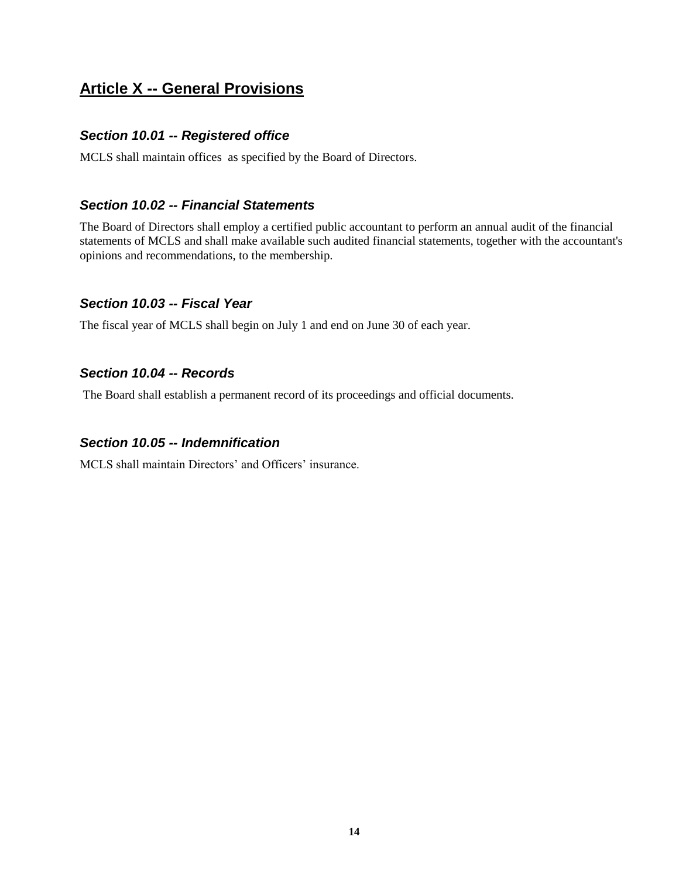## Article X -- General Provisions

### *Section 10.01 -- Registered office*

MCLS shall maintain offices as specified by the Board of Directors.

### *Section 10.02 -- Financial Statements*

The Board of Directors shall employ a certified public accountant to perform an annual audit of the financial statements of MCLS and shall make available such audited financial statements, together with the accountant's opinions and recommendations, to the membership.

### *Section 10.03 -- Fiscal Year*

The fiscal year of MCLS shall begin on July 1 and end on June 30 of each year.

### *Section 10.04 -- Records*

The Board shall establish a permanent record of its proceedings and official documents.

### *Section 10.05 -- Indemnification*

MCLS shall maintain Directors' and Officers' insurance.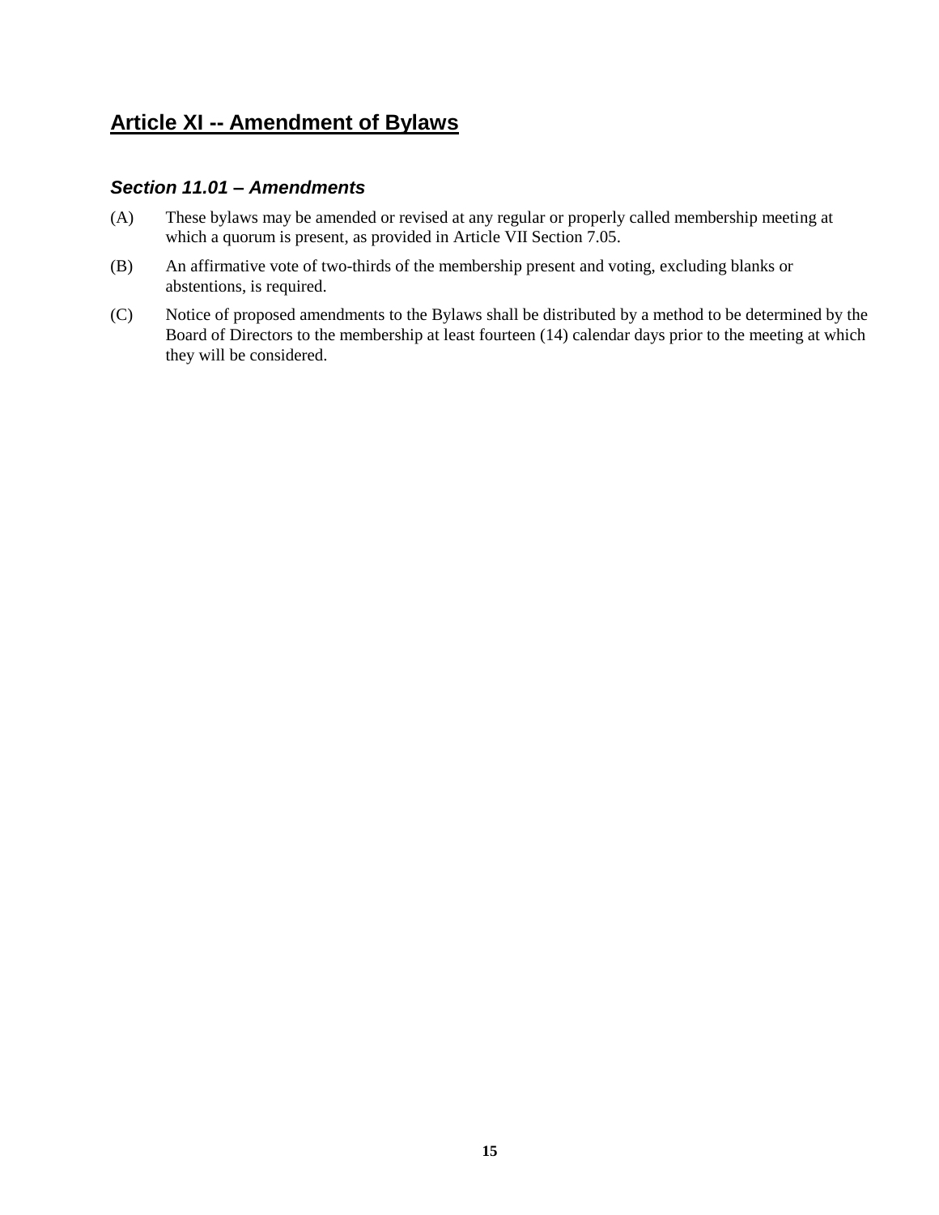## Article XI -- Amendment of Bylaws

### *Section 11.01 – Amendments*

(A) These bylaws may be amended or revised at any regular or properly called membership meeting at which a quorum is present, as provided in Article VII Section 7.05.

(B) An affirmative vote of two-thirds of the membership present and voting, excluding blanks or abstentions, is required.

(C) Notice of proposed amendments to the Bylaws shall be distributed by a method to be determined by the Board of Directors to the membership at least fourteen (14) calendar days prior to the meeting at which they will be considered.